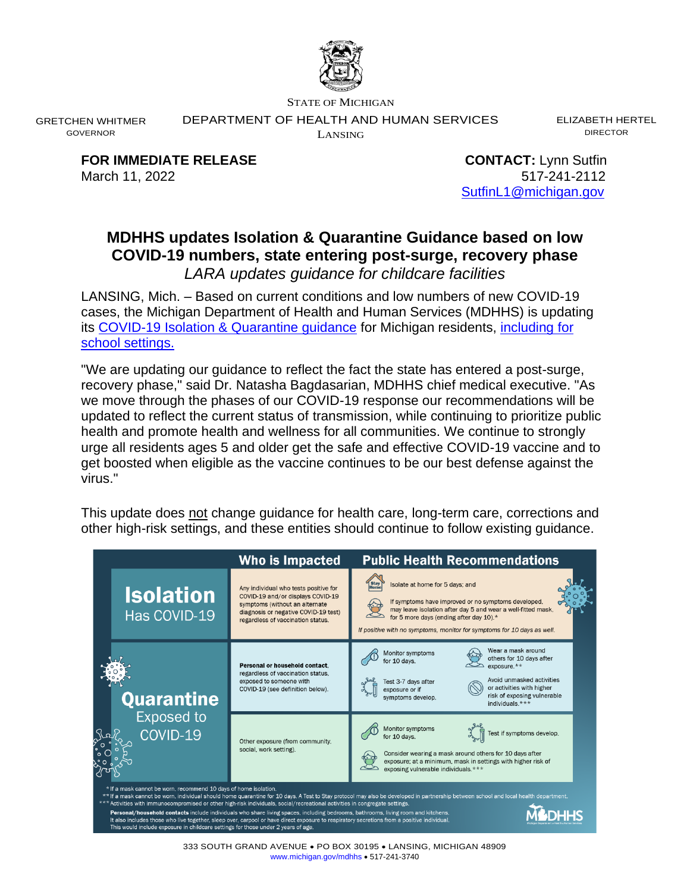STATE OF MICHIGAN

GRETCHEN WHITMER
GOVERNOR

DEPARTMENT OF HEALTH AND HUMAN SERVICES
LANSING

ELIZABETH HERTEL
DIRECTOR

**FOR IMMEDIATE RELEASE**
March 11, 2022

**CONTACT:** Lynn Sutfin
517-241-2112
SutfinL1@michigan.gov

# MDHHS updates Isolation & Quarantine Guidance based on low COVID-19 numbers, state entering post-surge, recovery phase

*LARA updates guidance for childcare facilities*

LANSING, Mich. – Based on current conditions and low numbers of new COVID-19 cases, the Michigan Department of Health and Human Services (MDHHS) is updating its COVID-19 Isolation & Quarantine guidance for Michigan residents, including for school settings.

"We are updating our guidance to reflect the fact the state has entered a post-surge, recovery phase," said Dr. Natasha Bagdasarian, MDHHS chief medical executive. "As we move through the phases of our COVID-19 response our recommendations will be updated to reflect the current status of transmission, while continuing to prioritize public health and promote health and wellness for all communities. We continue to strongly urge all residents ages 5 and older get the safe and effective COVID-19 vaccine and to get boosted when eligible as the vaccine continues to be our best defense against the virus."

This update does not change guidance for health care, long-term care, corrections and other high-risk settings, and these entities should continue to follow existing guidance.

| | Who is Impacted | Public Health Recommendations |
|---|---|---|
| **Isolation** Has COVID-19 | Any individual who tests positive for COVID-19 and/or displays COVID-19 symptoms (without an alternate diagnosis or negative COVID-19 test) regardless of vaccination status. | Isolate at home for 5 days; and<br>If symptoms have improved or no symptoms developed, may leave isolation after day 5 and wear a well-fitted mask, for 5 more days (ending after day 10).*<br>*If positive with no symptoms, monitor for symptoms for 10 days as well.* |
| **Quarantine** Exposed to COVID-19 | **Personal or household contact**, regardless of vaccination status, exposed to someone with COVID-19 (see definition below). | Monitor symptoms for 10 days.<br>Test 3-7 days after exposure or if symptoms develop.<br>Wear a mask around others for 10 days after exposure.**<br>Avoid unmasked activities or activities with higher risk of exposing vulnerable individuals.*** |
| | Other exposure (from community, social, work setting). | Monitor symptoms for 10 days.<br>Test if symptoms develop.<br>Consider wearing a mask around others for 10 days after exposure; at a minimum, mask in settings with higher risk of exposing vulnerable individuals.*** |

*If a mask cannot be worn, recommend 10 days of home isolation.
**If a mask cannot be worn, individual should home quarantine for 10 days. A Test to Stay protocol may also be developed in partnership between school and local health department.
***Activities with immunocompromised or other high-risk individuals, social/recreational activities in congregate settings.

**Personal/household contacts** include individuals who share living spaces, including bedrooms, bathrooms, living room and kitchens. It also includes those who live together, sleep over, carpool or have direct exposure to respiratory secretions from a positive individual. This would include exposure in childcare settings for those under 2 years of age.

MDHHS

333 SOUTH GRAND AVENUE • PO BOX 30195 • LANSING, MICHIGAN 48909
www.michigan.gov/mdhhs • 517-241-3740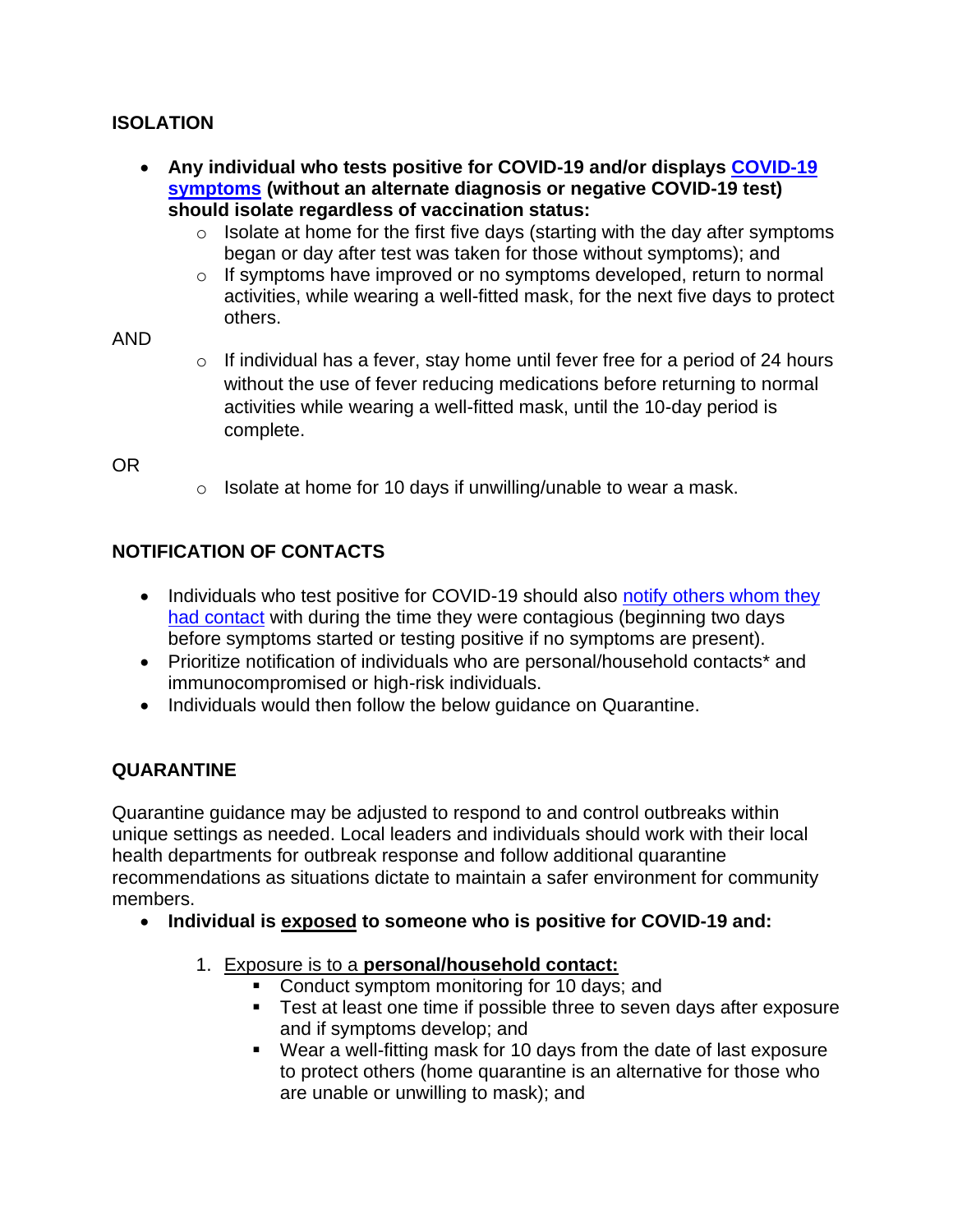## ISOLATION

- **Any individual who tests positive for COVID-19 and/or displays COVID-19 symptoms (without an alternate diagnosis or negative COVID-19 test) should isolate regardless of vaccination status:**
  - Isolate at home for the first five days (starting with the day after symptoms began or day after test was taken for those without symptoms); and
  - If symptoms have improved or no symptoms developed, return to normal activities, while wearing a well-fitted mask, for the next five days to protect others.

AND

  - If individual has a fever, stay home until fever free for a period of 24 hours without the use of fever reducing medications before returning to normal activities while wearing a well-fitted mask, until the 10-day period is complete.

OR

  - Isolate at home for 10 days if unwilling/unable to wear a mask.

## NOTIFICATION OF CONTACTS

- Individuals who test positive for COVID-19 should also notify others whom they had contact with during the time they were contagious (beginning two days before symptoms started or testing positive if no symptoms are present).
- Prioritize notification of individuals who are personal/household contacts* and immunocompromised or high-risk individuals.
- Individuals would then follow the below guidance on Quarantine.

## QUARANTINE

Quarantine guidance may be adjusted to respond to and control outbreaks within unique settings as needed. Local leaders and individuals should work with their local health departments for outbreak response and follow additional quarantine recommendations as situations dictate to maintain a safer environment for community members.

- **Individual is <u>exposed</u> to someone who is positive for COVID-19 and:**

  1. <u>Exposure is to a **personal/household contact:**</u>
     - Conduct symptom monitoring for 10 days; and
     - Test at least one time if possible three to seven days after exposure and if symptoms develop; and
     - Wear a well-fitting mask for 10 days from the date of last exposure to protect others (home quarantine is an alternative for those who are unable or unwilling to mask); and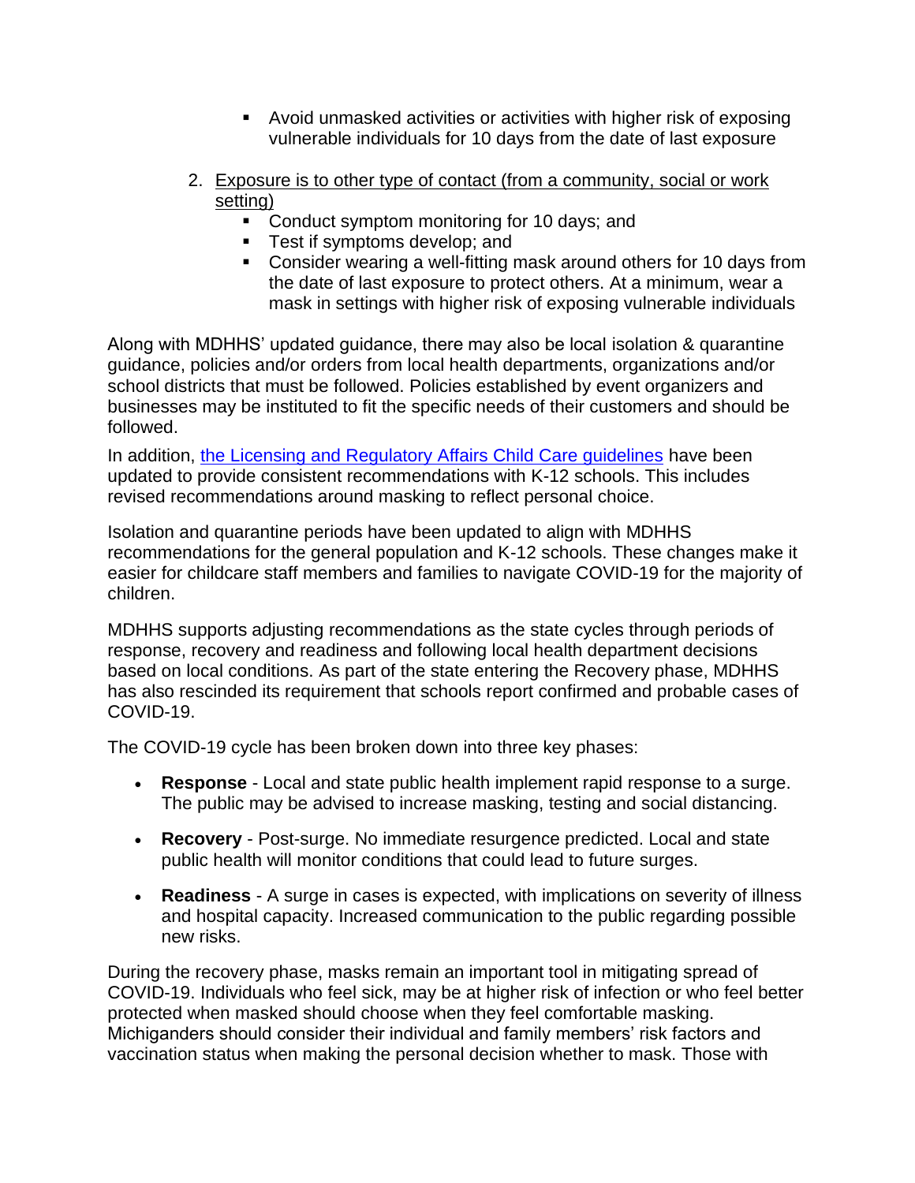- Avoid unmasked activities or activities with higher risk of exposing vulnerable individuals for 10 days from the date of last exposure

2. Exposure is to other type of contact (from a community, social or work setting)
   - Conduct symptom monitoring for 10 days; and
   - Test if symptoms develop; and
   - Consider wearing a well-fitting mask around others for 10 days from the date of last exposure to protect others. At a minimum, wear a mask in settings with higher risk of exposing vulnerable individuals

Along with MDHHS' updated guidance, there may also be local isolation & quarantine guidance, policies and/or orders from local health departments, organizations and/or school districts that must be followed. Policies established by event organizers and businesses may be instituted to fit the specific needs of their customers and should be followed.

In addition, [the Licensing and Regulatory Affairs Child Care guidelines]() have been updated to provide consistent recommendations with K-12 schools. This includes revised recommendations around masking to reflect personal choice.

Isolation and quarantine periods have been updated to align with MDHHS recommendations for the general population and K-12 schools. These changes make it easier for childcare staff members and families to navigate COVID-19 for the majority of children.

MDHHS supports adjusting recommendations as the state cycles through periods of response, recovery and readiness and following local health department decisions based on local conditions. As part of the state entering the Recovery phase, MDHHS has also rescinded its requirement that schools report confirmed and probable cases of COVID-19.

The COVID-19 cycle has been broken down into three key phases:

- **Response** - Local and state public health implement rapid response to a surge. The public may be advised to increase masking, testing and social distancing.
- **Recovery** - Post-surge. No immediate resurgence predicted. Local and state public health will monitor conditions that could lead to future surges.
- **Readiness** - A surge in cases is expected, with implications on severity of illness and hospital capacity. Increased communication to the public regarding possible new risks.

During the recovery phase, masks remain an important tool in mitigating spread of COVID-19. Individuals who feel sick, may be at higher risk of infection or who feel better protected when masked should choose when they feel comfortable masking. Michiganders should consider their individual and family members' risk factors and vaccination status when making the personal decision whether to mask. Those with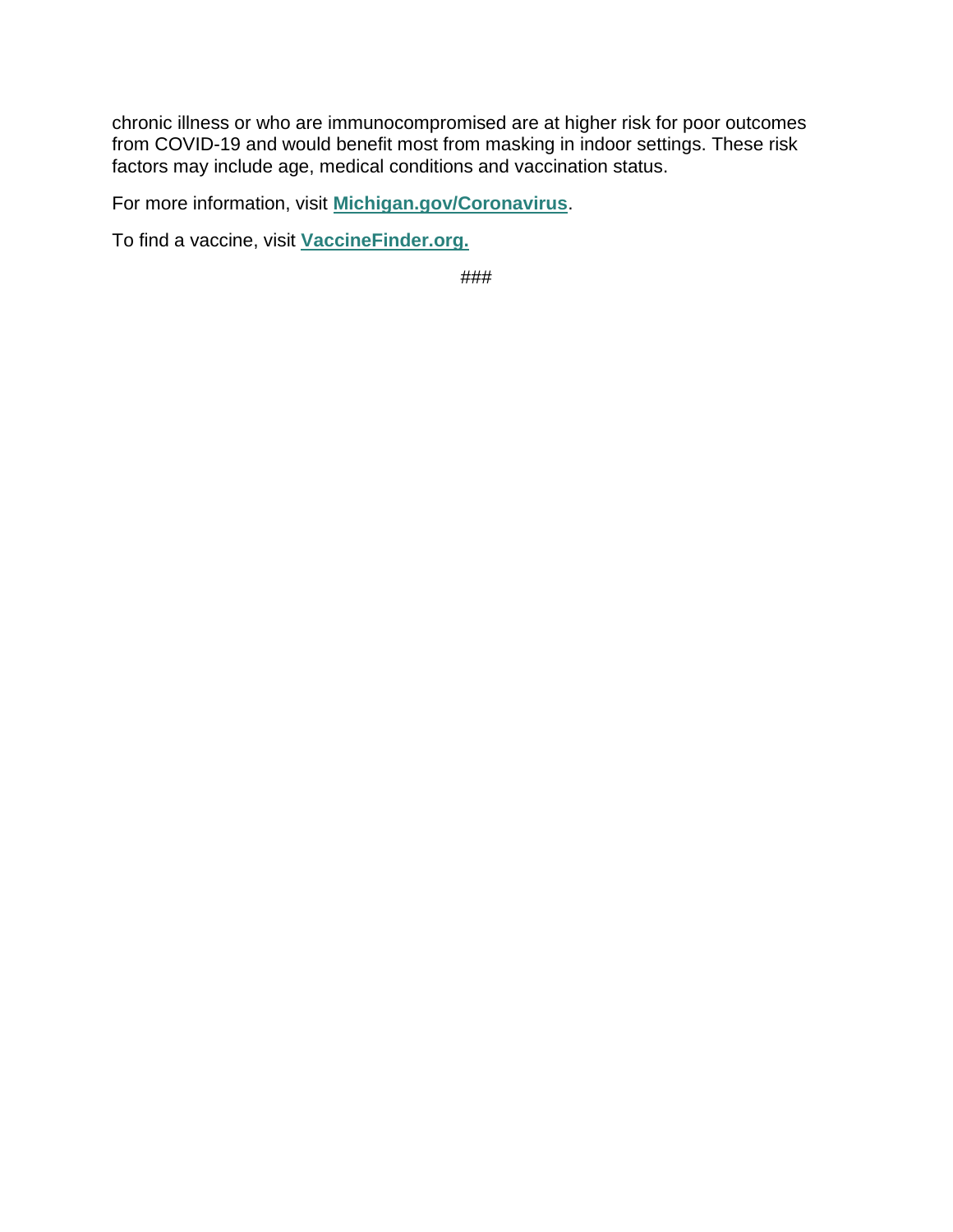chronic illness or who are immunocompromised are at higher risk for poor outcomes from COVID-19 and would benefit most from masking in indoor settings. These risk factors may include age, medical conditions and vaccination status.

For more information, visit **Michigan.gov/Coronavirus**.

To find a vaccine, visit **VaccineFinder.org.**

###